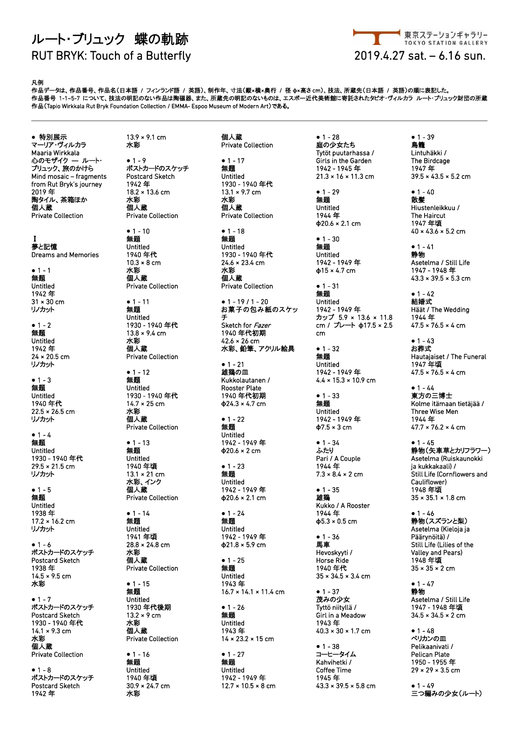# ルート･ブリュック　蝶の軌跡

# RUT BRYK: Touch of a Butterfly

東京ステーションギャラリー
TOKYO STATION GALLERY

2019.4.27 sat. – 6.16 sun.

凡例
作品データは、作品番号、作品名（日本語 / フィンランド語 / 英語）、制作年、寸法（縦×横×奥行 / 径 ɸ×高さ cm）、技法、所蔵先（日本語 / 英語）の順に表記した。
作品番号 1-1~5-7 について、技法の明記のない作品は陶磁器、また、所蔵先の明記のないものは、エスポー近代美術館に寄託されたタピオ・ヴィルカラ ルート・ブリュック財団の所蔵作品（Tapio Wirkkala Rut Bryk Foundation Collection / EMMA- Espoo Museum of Modern Art）である。

---

● 特別展示
マーリア・ヴィルカラ
Maaria Wirkkala
心のモザイク ― ルート・ブリュック、旅のかけら
Mind mosaic – fragments from Rut Bryk's journey
2019 年
陶タイル、茶箱ほか
個人蔵
Private Collection

## I
## 夢と記憶
## Dreams and Memories

● 1 - 1
無題
Untitled
1942 年
31 × 30 cm
リノカット

● 1 - 2
無題
Untitled
1942 年
24 × 20.5 cm
リノカット

● 1 - 3
無題
Untitled
1940 年代
22.5 × 26.5 cm
リノカット

● 1 - 4
無題
Untitled
1930 - 1940 年代
29.5 × 21.5 cm
リノカット

● 1 - 5
無題
Untitled
1938 年
17.2 × 16.2 cm
リノカット

● 1 - 6
ポストカードのスケッチ
Postcard Sketch
1938 年
14.5 × 9.5 cm
水彩

● 1 - 7
ポストカードのスケッチ
Postcard Sketch
1930 - 1940 年代
14.1 × 9.3 cm
水彩
個人蔵
Private Collection

● 1 - 8
ポストカードのスケッチ
Postcard Sketch
1942 年
13.9 × 9.1 cm
水彩

● 1 - 9
ポストカードのスケッチ
Postcard Sketch
1942 年
18.2 × 13.6 cm
水彩
個人蔵
Private Collection

● 1 - 10
無題
Untitled
1940 年代
10.3 × 8 cm
水彩
個人蔵
Private Collection

● 1 - 11
無題
Untitled
1930 - 1940 年代
13.8 × 9.4 cm
水彩
個人蔵
Private Collection

● 1 - 12
無題
Untitled
1930 - 1940 年代
14.7 × 25 cm
水彩
個人蔵
Private Collection

● 1 - 13
無題
Untitled
1940 年頃
13.1 × 21 cm
水彩、インク
個人蔵
Private Collection

● 1 - 14
無題
Untitled
1941 年頃
28.8 × 24.8 cm
水彩
個人蔵
Private Collection

● 1 - 15
無題
Untitled
1930 年代後期
13.2 × 9 cm
水彩
個人蔵
Private Collection

● 1 - 16
無題
Untitled
1940 年頃
30.9 × 24.7 cm
水彩
個人蔵
Private Collection

● 1 - 17
無題
Untitled
1930 - 1940 年代
13.1 × 9.7 cm
水彩
個人蔵
Private Collection

● 1 - 18
無題
Untitled
1930 - 1940 年代
24.6 × 23.4 cm
水彩
個人蔵
Private Collection

● 1 - 19 / 1 - 20
お菓子の包み紙のスケッチ
Sketch for *Fazer*
1940 年代初期
42.6 × 26 cm
水彩、鉛筆、アクリル絵具

● 1 - 21
雄鶏の皿
Kukkolautanen / Rooster Plate
1940 年代初期
ɸ24.3 × 4.7 cm

● 1 - 22
無題
Untitled
1942 - 1949 年
ɸ20.6 × 2 cm

● 1 - 23
無題
Untitled
1942 - 1949 年
ɸ20.6 × 2.1 cm

● 1 - 24
無題
Untitled
1942 - 1949 年
ɸ21.8 × 5.9 cm

● 1 - 25
無題
Untitled
1943 年
16.7 × 14.1 × 11.4 cm

● 1 - 26
無題
Untitled
1943 年
14 × 23.2 × 15 cm

● 1 - 27
無題
Untitled
1942 - 1949 年
12.7 × 10.5 × 8 cm

● 1 - 28
庭の少女たち
Tytöt puutarhassa / Girls in the Garden
1942 - 1945 年
21.3 × 16 × 11.3 cm

● 1 - 29
無題
Untitled
1944 年
ɸ20.6 × 2.1 cm

● 1 - 30
無題
Untitled
1942 - 1949 年
ɸ15 × 4.7 cm

● 1 - 31
無題
Untitled
1942 - 1949 年
カップ 5.9 × 13.6 × 11.8 cm / プレート ɸ17.5 × 2.5 cm

● 1 - 32
無題
Untitled
1942 - 1949 年
4.4 × 15.3 × 10.9 cm

● 1 - 33
無題
Untitled
1942 - 1949 年
ɸ7.5 × 3 cm

● 1 - 34
ふたり
Pari / A Couple
1944 年
7.3 × 8.4 × 2 cm

● 1 - 35
雄鶏
Kukko / A Rooster
1944 年
ɸ5.3 × 0.5 cm

● 1 - 36
馬車
Hevoskyyti / Horse Ride
1940 年代
35 × 34.5 × 3.4 cm

● 1 - 37
茂みの少女
Tyttö niityllä / Girl in a Meadow
1943 年
40.3 × 30 × 1.7 cm

● 1 - 38
コーヒータイム
Kahvihetki / Coffee Time
1945 年
43.3 × 39.5 × 5.8 cm

● 1 - 39
鳥籠
Lintuhäkki / The Birdcage
1947 年
39.5 × 43.5 × 5.2 cm

● 1 - 40
散髪
Hiustenleikkuu / The Haircut
1947 年頃
40 × 43.6 × 5.2 cm

● 1 - 41
静物
Asetelma / Still Life
1947 - 1948 年
43.3 × 39.5 × 5.3 cm

● 1 - 42
結婚式
Häät / The Wedding
1944 年
47.5 × 76.5 × 4 cm

● 1 - 43
お葬式
Hautajaiset / The Funeral
1947 年頃
47.5 × 76.5 × 4 cm

● 1 - 44
東方の三博士
Kolme itämaan tietäjää / Three Wise Men
1944 年
47.7 × 76.2 × 4 cm

● 1 - 45
静物（矢車草とカリフラワー）
Asetelma (Ruiskaunokki ja kukkakaali) / Still Life (Cornflowers and Cauliflower)
1948 年頃
35 × 35.1 × 1.8 cm

● 1 - 46
静物（スズランと梨）
Asetelma (Kieloja ja Päärynöitä) / Still Life (Lilies of the Valley and Pears)
1948 年頃
35 × 35 × 2 cm

● 1 - 47
静物
Asetelma / Still Life
1947 - 1948 年頃
34.5 × 34.5 × 2 cm

● 1 - 48
ペリカンの皿
Pelikaanivati / Pelican Plate
1950 - 1955 年
29 × 29 × 3.5 cm

● 1 - 49
三つ編みの少女（ルート）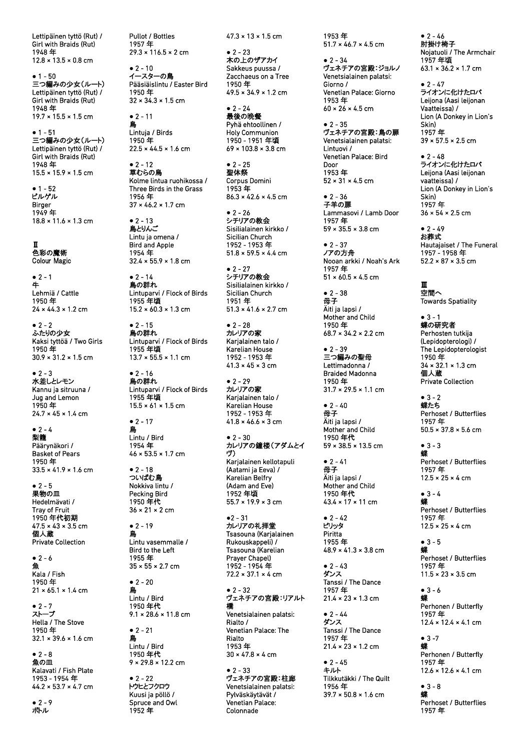Lettipäinen tyttö (Rut) /
Girl with Braids (Rut)
1948 年
12.8 × 13.5 × 0.8 cm

● 1 - 50
三つ編みの少女（ルート）
Lettipäinen tyttö (Rut) /
Girl with Braids (Rut)
1948 年
19.7 × 15.5 × 1.5 cm

● 1 - 51
三つ編みの少女（ルート）
Lettipäinen tyttö (Rut) /
Girl with Braids (Rut)
1948 年
15.5 × 15.9 × 1.5 cm

● 1 - 52
ビルゲル
Birger
1949 年
18.8 × 11.6 × 1.3 cm

## Ⅱ
## 色彩の魔術
## Colour Magic

● 2 - 1
牛
Lehmiä / Cattle
1950 年
24 × 44.3 × 1.2 cm

● 2 - 2
ふたりの少女
Kaksi tyttöä / Two Girls
1950 年
30.9 × 31.2 × 1.5 cm

● 2 - 3
水差しとレモン
Kannu ja sitruuna /
Jug and Lemon
1950 年
24.7 × 45 × 1.4 cm

● 2 - 4
梨籠
Päärynäkori /
Basket of Pears
1950 年
33.5 × 41.9 × 1.6 cm

● 2 - 5
果物の皿
Hedelmävati /
Tray of Fruit
1950 年代初期
47.5 × 43 × 3.5 cm
個人蔵
Private Collection

● 2 - 6
魚
Kala / Fish
1950 年
21 × 65.1 × 1.4 cm

● 2 - 7
ストーブ
Hella / The Stove
1950 年
32.1 × 39.6 × 1.6 cm

● 2 - 8
魚の皿
Kalavati / Fish Plate
1953 - 1954 年
44.2 × 53.7 × 4.7 cm

● 2 - 9
ボトル
Pullot / Bottles
1957 年
29.3 × 116.5 × 2 cm

● 2 - 10
イースターの鳥
Pääsiäislintu / Easter Bird
1950 年
32 × 34.3 × 1.5 cm

● 2 - 11
鳥
Lintuja / Birds
1950 年
22.5 × 44.5 × 1.6 cm

● 2 - 12
草むらの鳥
Kolme lintua ruohikossa /
Three Birds in the Grass
1956 年
37 × 46.2 × 1.7 cm

● 2 - 13
鳥とりんご
Lintu ja omena /
Bird and Apple
1954 年
32.4 × 55.9 × 1.8 cm

● 2 - 14
鳥の群れ
Lintuparvi / Flock of Birds
1955 年頃
15.2 × 60.3 × 1.3 cm

● 2 - 15
鳥の群れ
Lintuparvi / Flock of Birds
1955 年頃
13.7 × 55.5 × 1.1 cm

● 2 - 16
鳥の群れ
Lintuparvi / Flock of Birds
1955 年頃
15.5 × 61 × 1.5 cm

● 2 - 17
鳥
Lintu / Bird
1954 年
46 × 53.5 × 1.7 cm

● 2 - 18
ついばむ鳥
Nokkiva lintu /
Pecking Bird
1950 年代
36 × 21 × 2 cm

● 2 - 19
鳥
Lintu vasemmalle /
Bird to the Left
1955 年
35 × 55 × 2.7 cm

● 2 - 20
鳥
Lintu / Bird
1950 年代
9.1 × 28.6 × 11.8 cm

● 2 - 21
鳥
Lintu / Bird
1950 年代
9 × 29.8 × 12.2 cm

● 2 - 22
トウヒとフクロウ
Kuusi ja pöllö /
Spruce and Owl
1952 年
47.3 × 13 × 1.5 cm

● 2 - 23
木の上のザアカイ
Sakkeus puussa /
Zacchaeus on a Tree
1950 年
49.5 × 34.9 × 1.2 cm

● 2 - 24
最後の晩餐
Pyhä ehtoollinen /
Holy Communion
1950 - 1951 年頃
69 × 103.8 × 3.8 cm

● 2 - 25
聖体祭
Corpus Domini
1953 年
86.3 × 42.6 × 4.5 cm

● 2 - 26
シチリアの教会
Sisilialainen kirkko /
Sicilian Church
1952 - 1953 年
51.8 × 59.5 × 4.4 cm

● 2 - 27
シチリアの教会
Sisilialainen kirkko /
Sicilian Church
1951 年
51.3 × 41.6 × 2.7 cm

● 2 - 28
カレリアの家
Karjalainen talo /
Karelian House
1952 - 1953 年
41.3 × 45 × 3 cm

● 2 - 29
カレリアの家
Karjalainen talo /
Karelian House
1952 - 1953 年
41.8 × 46.6 × 3 cm

● 2 - 30
カレリアの鐘楼（アダムとイヴ）
Karjalainen kellotapuli
(Aatami ja Eeva) /
Karelian Belfry
(Adam and Eve)
1952 年頃
55.7 × 19.9 × 3 cm

●2 - 31
カレリアの礼拝堂
Tsasouna (Karjalainen
Rukouskappeli) /
Tsasouna (Karelian
Prayer Chapel)
1952 - 1954 年
72.2 × 37.1 × 4 cm

● 2 - 32
ヴェネチアの宮殿：リアルト橋
Venetsialainen palatsi:
Rialto /
Venetian Palace: The
Rialto
1953 年
30 × 47.8 × 4 cm

● 2 - 33
ヴェネチアの宮殿：柱廊
Venetsialainen palatsi:
Pylväskäytävät /
Venetian Palace:
Colonnade
1953 年
51.7 × 46.7 × 4.5 cm

● 2 - 34
ヴェネチアの宮殿：ジョルノ
Venetsialainen palatsi:
Giorno /
Venetian Palace: Giorno
1953 年
60 × 26 × 4.5 cm

● 2 - 35
ヴェネチアの宮殿：鳥の扉
Venetsialainen palatsi:
Lintuovi /
Venetian Palace: Bird
Door
1953 年
52 × 31 × 4.5 cm

● 2 - 36
子羊の扉
Lammasovi / Lamb Door
1957 年
59 × 35.5 × 3.8 cm

● 2 - 37
ノアの方舟
Nooan arkki / Noah's Ark
1957 年
51 × 60.5 × 4.5 cm

● 2 - 38
母子
Äiti ja lapsi /
Mother and Child
1950 年
68.7 × 34.2 × 2.2 cm

● 2 - 39
三つ編みの聖母
Lettimadonna /
Braided Madonna
1950 年
31.7 × 29.5 × 1.1 cm

● 2 - 40
母子
Äiti ja lapsi /
Mother and Child
1950 年代
59 × 38.5 × 13.5 cm

● 2 - 41
母子
Äiti ja lapsi /
Mother and Child
1950 年代
43.4 × 17 × 11 cm

● 2 - 42
ピリッタ
Piritta
1955 年
48.9 × 41.3 × 3.8 cm

● 2 - 43
ダンス
Tanssi / The Dance
1957 年
21.4 × 23 × 1.3 cm

● 2 - 44
ダンス
Tanssi / The Dance
1957 年
21.4 × 23 × 1.2 cm

● 2 - 45
キルト
Tilkkutäkki / The Quilt
1956 年
39.7 × 50.8 × 1.6 cm

● 2 - 46
肘掛け椅子
Nojatuoli / The Armchair
1957 年頃
63.1 × 36.2 × 1.7 cm

● 2 - 47
ライオンに化けたロバ
Leijona (Aasi leijonan
Vaatteissa) /
Lion (A Donkey in Lion's
Skin)
1957 年
39 × 57.5 × 2.5 cm

● 2 - 48
ライオンに化けたロバ
Leijona (Aasi leijonan
vaatteissa) /
Lion (A Donkey in Lion's
Skin)
1957 年
36 × 54 × 2.5 cm

● 2 - 49
お葬式
Hautajaiset / The Funeral
1957 - 1958 年
52.2 × 87 × 3.5 cm

## Ⅲ
## 空間へ
## Towards Spatiality

● 3 - 1
蝶の研究者
Perhosten tutkija
(Lepidopterologi) /
The Lepidopterologist
1950 年
34 × 32.1 × 1.3 cm
個人蔵
Private Collection

● 3 - 2
蝶たち
Perhoset / Butterflies
1957 年
50.5 × 37.8 × 5.6 cm

● 3 - 3
蝶
Perhoset / Butterflies
1957 年
12.5 × 25 × 4 cm

● 3 - 4
蝶
Perhoset / Butterflies
1957 年
12.5 × 25 × 4 cm

● 3 - 5
蝶
Perhoset / Butterflies
1957 年
11.5 × 23 × 3.5 cm

● 3 - 6
蝶
Perhonen / Butterfly
1957 年
12.4 × 12.4 × 4.1 cm

● 3 -7
蝶
Perhonen / Butterfly
1957 年
12.6 × 12.6 × 4.1 cm

● 3 - 8
蝶
Perhoset / Butterflies
1957 年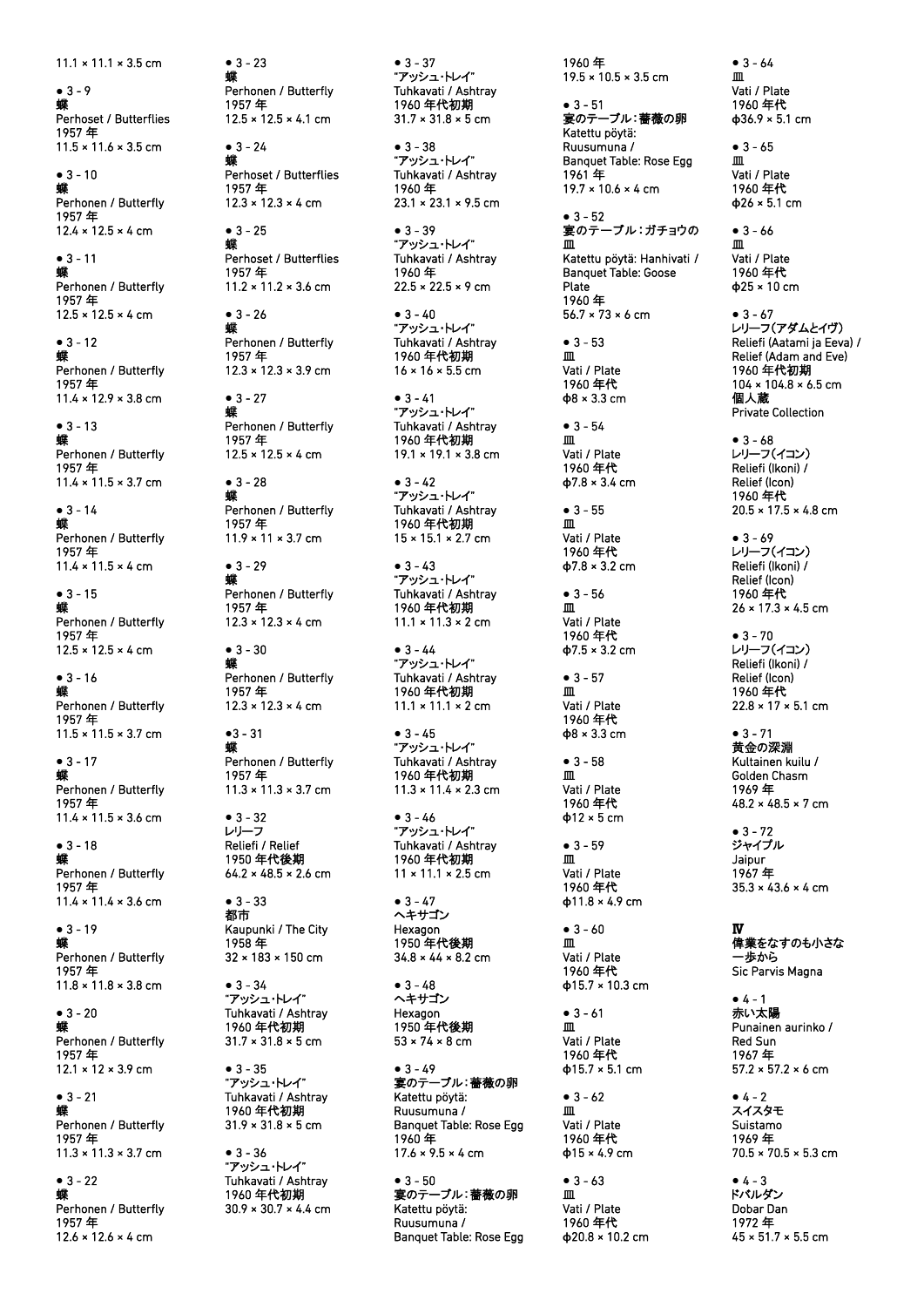11.1 × 11.1 × 3.5 cm

● 3 - 9
蝶
Perhoset / Butterflies
1957 年
11.5 × 11.6 × 3.5 cm

● 3 - 10
蝶
Perhonen / Butterfly
1957 年
12.4 × 12.5 × 4 cm

● 3 - 11
蝶
Perhonen / Butterfly
1957 年
12.5 × 12.5 × 4 cm

● 3 - 12
蝶
Perhonen / Butterfly
1957 年
11.4 × 12.9 × 3.8 cm

● 3 - 13
蝶
Perhonen / Butterfly
1957 年
11.4 × 11.5 × 3.7 cm

● 3 - 14
蝶
Perhonen / Butterfly
1957 年
11.4 × 11.5 × 4 cm

● 3 - 15
蝶
Perhonen / Butterfly
1957 年
12.5 × 12.5 × 4 cm

● 3 - 16
蝶
Perhonen / Butterfly
1957 年
11.5 × 11.5 × 3.7 cm

● 3 - 17
蝶
Perhonen / Butterfly
1957 年
11.4 × 11.5 × 3.6 cm

● 3 - 18
蝶
Perhonen / Butterfly
1957 年
11.4 × 11.4 × 3.6 cm

● 3 - 19
蝶
Perhonen / Butterfly
1957 年
11.8 × 11.8 × 3.8 cm

● 3 - 20
蝶
Perhonen / Butterfly
1957 年
12.1 × 12 × 3.9 cm

● 3 - 21
蝶
Perhonen / Butterfly
1957 年
11.3 × 11.3 × 3.7 cm

● 3 - 22
蝶
Perhonen / Butterfly
1957 年
12.6 × 12.6 × 4 cm

● 3 - 23
蝶
Perhonen / Butterfly
1957 年
12.5 × 12.5 × 4.1 cm

● 3 - 24
蝶
Perhoset / Butterflies
1957 年
12.3 × 12.3 × 4 cm

● 3 - 25
蝶
Perhoset / Butterflies
1957 年
11.2 × 11.2 × 3.6 cm

● 3 - 26
蝶
Perhonen / Butterfly
1957 年
12.3 × 12.3 × 3.9 cm

● 3 - 27
蝶
Perhonen / Butterfly
1957 年
12.5 × 12.5 × 4 cm

● 3 - 28
蝶
Perhonen / Butterfly
1957 年
11.9 × 11 × 3.7 cm

● 3 - 29
蝶
Perhonen / Butterfly
1957 年
12.3 × 12.3 × 4 cm

● 3 - 30
蝶
Perhonen / Butterfly
1957 年
12.3 × 12.3 × 4 cm

●3 - 31
蝶
Perhonen / Butterfly
1957 年
11.3 × 11.3 × 3.7 cm

● 3 - 32
レリーフ
Reliefi / Relief
1950 年代後期
64.2 × 48.5 × 2.6 cm

● 3 - 33
都市
Kaupunki / The City
1958 年
32 × 183 × 150 cm

● 3 - 34
"アッシュ・トレイ"
Tuhkavati / Ashtray
1960 年代初期
31.7 × 31.8 × 5 cm

● 3 - 35
"アッシュ・トレイ"
Tuhkavati / Ashtray
1960 年代初期
31.9 × 31.8 × 5 cm

● 3 - 36
"アッシュ・トレイ"
Tuhkavati / Ashtray
1960 年代初期
30.9 × 30.7 × 4.4 cm

● 3 - 37
"アッシュ・トレイ"
Tuhkavati / Ashtray
1960 年代初期
31.7 × 31.8 × 5 cm

● 3 - 38
"アッシュ・トレイ"
Tuhkavati / Ashtray
1960 年
23.1 × 23.1 × 9.5 cm

● 3 - 39
"アッシュ・トレイ"
Tuhkavati / Ashtray
1960 年
22.5 × 22.5 × 9 cm

● 3 - 40
"アッシュ・トレイ"
Tuhkavati / Ashtray
1960 年代初期
16 × 16 × 5.5 cm

● 3 - 41
"アッシュ・トレイ"
Tuhkavati / Ashtray
1960 年代初期
19.1 × 19.1 × 3.8 cm

● 3 - 42
"アッシュ・トレイ"
Tuhkavati / Ashtray
1960 年代初期
15 × 15.1 × 2.7 cm

● 3 - 43
"アッシュ・トレイ"
Tuhkavati / Ashtray
1960 年代初期
11.1 × 11.3 × 2 cm

● 3 - 44
"アッシュ・トレイ"
Tuhkavati / Ashtray
1960 年代初期
11.1 × 11.1 × 2 cm

● 3 - 45
"アッシュ・トレイ"
Tuhkavati / Ashtray
1960 年代初期
11.3 × 11.4 × 2.3 cm

● 3 - 46
"アッシュ・トレイ"
Tuhkavati / Ashtray
1960 年代初期
11 × 11.1 × 2.5 cm

● 3 - 47
ヘキサゴン
Hexagon
1950 年代後期
34.8 × 44 × 8.2 cm

● 3 - 48
ヘキサゴン
Hexagon
1950 年代後期
53 × 74 × 8 cm

● 3 - 49
宴のテーブル：薔薇の卵
Katettu pöytä:
Ruusumuna /
Banquet Table: Rose Egg
1960 年
17.6 × 9.5 × 4 cm

● 3 - 50
宴のテーブル：薔薇の卵
Katettu pöytä:
Ruusumuna /
Banquet Table: Rose Egg
1960 年
19.5 × 10.5 × 3.5 cm

● 3 - 51
宴のテーブル：薔薇の卵
Katettu pöytä:
Ruusumuna /
Banquet Table: Rose Egg
1961 年
19.7 × 10.6 × 4 cm

● 3 - 52
宴のテーブル：ガチョウの皿
Katettu pöytä: Hanhivati /
Banquet Table: Goose Plate
1960 年
56.7 × 73 × 6 cm

● 3 - 53
皿
Vati / Plate
1960 年代
ϕ8 × 3.3 cm

● 3 - 54
皿
Vati / Plate
1960 年代
ϕ7.8 × 3.4 cm

● 3 - 55
皿
Vati / Plate
1960 年代
ϕ7.8 × 3.2 cm

● 3 - 56
皿
Vati / Plate
1960 年代
ϕ7.5 × 3.2 cm

● 3 - 57
皿
Vati / Plate
1960 年代
ϕ8 × 3.3 cm

● 3 - 58
皿
Vati / Plate
1960 年代
ϕ12 × 5 cm

● 3 - 59
皿
Vati / Plate
1960 年代
ϕ11.8 × 4.9 cm

● 3 - 60
皿
Vati / Plate
1960 年代
ϕ15.7 × 10.3 cm

● 3 - 61
皿
Vati / Plate
1960 年代
ϕ15.7 × 5.1 cm

● 3 - 62
皿
Vati / Plate
1960 年代
ϕ15 × 4.9 cm

● 3 - 63
皿
Vati / Plate
1960 年代
ϕ20.8 × 10.2 cm

● 3 - 64
皿
Vati / Plate
1960 年代
ϕ36.9 × 5.1 cm

● 3 - 65
皿
Vati / Plate
1960 年代
ϕ26 × 5.1 cm

● 3 - 66
皿
Vati / Plate
1960 年代
ϕ25 × 10 cm

● 3 - 67
レリーフ（アダムとイヴ）
Reliefi (Aatami ja Eeva) /
Relief (Adam and Eve)
1960 年代初期
104 × 104.8 × 6.5 cm
個人蔵
Private Collection

● 3 - 68
レリーフ（イコン）
Reliefi (Ikoni) /
Relief (Icon)
1960 年代
20.5 × 17.5 × 4.8 cm

● 3 - 69
レリーフ（イコン）
Reliefi (Ikoni) /
Relief (Icon)
1960 年代
26 × 17.3 × 4.5 cm

● 3 - 70
レリーフ（イコン）
Reliefi (Ikoni) /
Relief (Icon)
1960 年代
22.8 × 17 × 5.1 cm

● 3 - 71
黄金の深淵
Kultainen kuilu /
Golden Chasm
1969 年
48.2 × 48.5 × 7 cm

● 3 - 72
ジャイプル
Jaipur
1967 年
35.3 × 43.6 × 4 cm

## Ⅳ
## 偉業をなすのも小さな一歩から
## Sic Parvis Magna

● 4 - 1
赤い太陽
Punainen aurinko /
Red Sun
1967 年
57.2 × 57.2 × 6 cm

● 4 - 2
スイスタモ
Suistamo
1969 年
70.5 × 70.5 × 5.3 cm

● 4 - 3
ドバルダン
Dobar Dan
1972 年
45 × 51.7 × 5.5 cm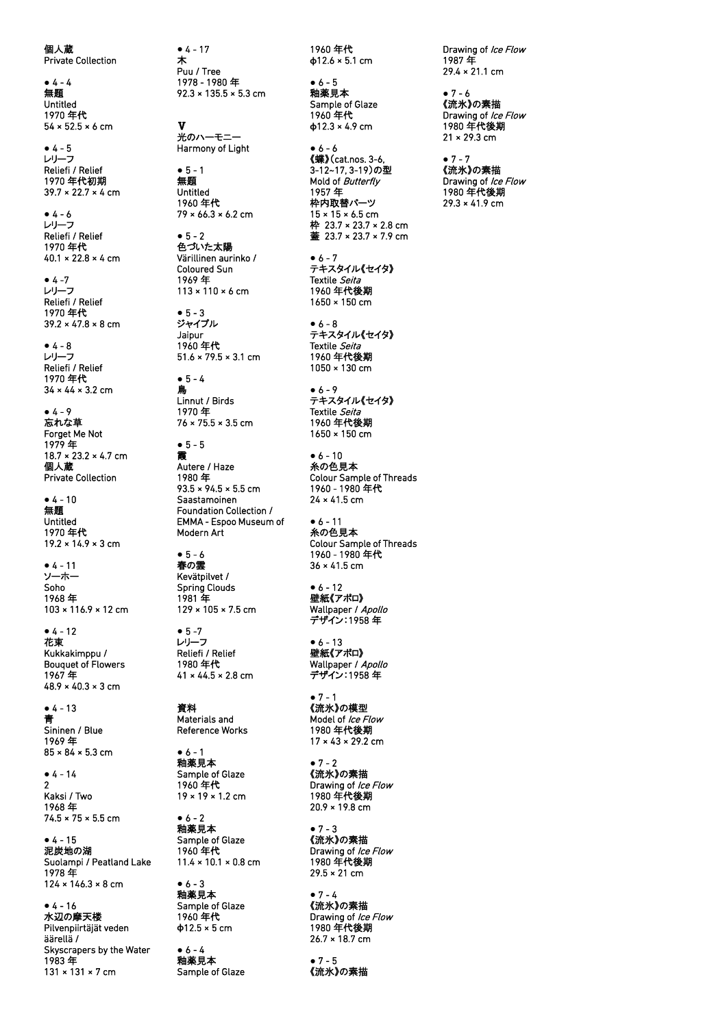個人蔵
Private Collection

● 4 - 4
無題
Untitled
1970 年代
54 × 52.5 × 6 cm

● 4 - 5
レリーフ
Reliefi / Relief
1970 年代初期
39.7 × 22.7 × 4 cm

● 4 - 6
レリーフ
Reliefi / Relief
1970 年代
40.1 × 22.8 × 4 cm

● 4 -7
レリーフ
Reliefi / Relief
1970 年代
39.2 × 47.8 × 8 cm

● 4 - 8
レリーフ
Reliefi / Relief
1970 年代
34 × 44 × 3.2 cm

● 4 - 9
忘れな草
Forget Me Not
1979 年
18.7 × 23.2 × 4.7 cm
個人蔵
Private Collection

● 4 - 10
無題
Untitled
1970 年代
19.2 × 14.9 × 3 cm

● 4 - 11
ソーホー
Soho
1968 年
103 × 116.9 × 12 cm

● 4 - 12
花束
Kukkakimppu /
Bouquet of Flowers
1967 年
48.9 × 40.3 × 3 cm

● 4 - 13
青
Sininen / Blue
1969 年
85 × 84 × 5.3 cm

● 4 - 14
2
Kaksi / Two
1968 年
74.5 × 75 × 5.5 cm

● 4 - 15
泥炭地の湖
Suolampi / Peatland Lake
1978 年
124 × 146.3 × 8 cm

● 4 - 16
水辺の摩天楼
Pilvenpiirtäjät veden äärellä /
Skyscrapers by the Water
1983 年
131 × 131 × 7 cm

● 4 - 17
木
Puu / Tree
1978 - 1980 年
92.3 × 135.5 × 5.3 cm

## V
光のハーモニー
Harmony of Light

● 5 - 1
無題
Untitled
1960 年代
79 × 66.3 × 6.2 cm

● 5 - 2
色づいた太陽
Värillinen aurinko /
Coloured Sun
1969 年
113 × 110 × 6 cm

● 5 - 3
ジャイプル
Jaipur
1960 年代
51.6 × 79.5 × 3.1 cm

● 5 - 4
鳥
Linnut / Birds
1970 年
76 × 75.5 × 3.5 cm

● 5 - 5
霞
Autere / Haze
1980 年
93.5 × 94.5 × 5.5 cm
Saastamoinen Foundation Collection / EMMA - Espoo Museum of Modern Art

● 5 - 6
春の雲
Kevätpilvet /
Spring Clouds
1981 年
129 × 105 × 7.5 cm

● 5 -7
レリーフ
Reliefi / Relief
1980 年代
41 × 44.5 × 2.8 cm

資料
Materials and Reference Works

● 6 - 1
釉薬見本
Sample of Glaze
1960 年代
19 × 19 × 1.2 cm

● 6 - 2
釉薬見本
Sample of Glaze
1960 年代
11.4 × 10.1 × 0.8 cm

● 6 - 3
釉薬見本
Sample of Glaze
1960 年代
φ12.5 × 5 cm

● 6 - 4
釉薬見本
Sample of Glaze
1960 年代
φ12.6 × 5.1 cm

● 6 - 5
釉薬見本
Sample of Glaze
1960 年代
φ12.3 × 4.9 cm

● 6 - 6
《蝶》(cat.nos. 3-6, 3-12~17, 3-19)の型
Mold of *Butterfly*
1957 年
枠内取替パーツ
15 × 15 × 6.5 cm
枠 23.7 × 23.7 × 2.8 cm
蓋 23.7 × 23.7 × 7.9 cm

● 6 - 7
テキスタイル《セイタ》
Textile *Seita*
1960 年代後期
1650 × 150 cm

● 6 - 8
テキスタイル《セイタ》
Textile *Seita*
1960 年代後期
1050 × 130 cm

● 6 - 9
テキスタイル《セイタ》
Textile *Seita*
1960 年代後期
1650 × 150 cm

● 6 - 10
糸の色見本
Colour Sample of Threads
1960 - 1980 年代
24 × 41.5 cm

● 6 - 11
糸の色見本
Colour Sample of Threads
1960 - 1980 年代
36 × 41.5 cm

● 6 - 12
壁紙《アポロ》
Wallpaper / *Apollo*
デザイン:1958 年

● 6 - 13
壁紙《アポロ》
Wallpaper / *Apollo*
デザイン:1958 年

● 7 - 1
《流氷》の模型
Model of *Ice Flow*
1980 年代後期
17 × 43 × 29.2 cm

● 7 - 2
《流氷》の素描
Drawing of *Ice Flow*
1980 年代後期
20.9 × 19.8 cm

● 7 - 3
《流氷》の素描
Drawing of *Ice Flow*
1980 年代後期
29.5 × 21 cm

● 7 - 4
《流氷》の素描
Drawing of *Ice Flow*
1980 年代後期
26.7 × 18.7 cm

● 7 - 5
《流氷》の素描
Drawing of *Ice Flow*
1987 年
29.4 × 21.1 cm

● 7 - 6
《流氷》の素描
Drawing of *Ice Flow*
1980 年代後期
21 × 29.3 cm

● 7 - 7
《流氷》の素描
Drawing of *Ice Flow*
1980 年代後期
29.3 × 41.9 cm